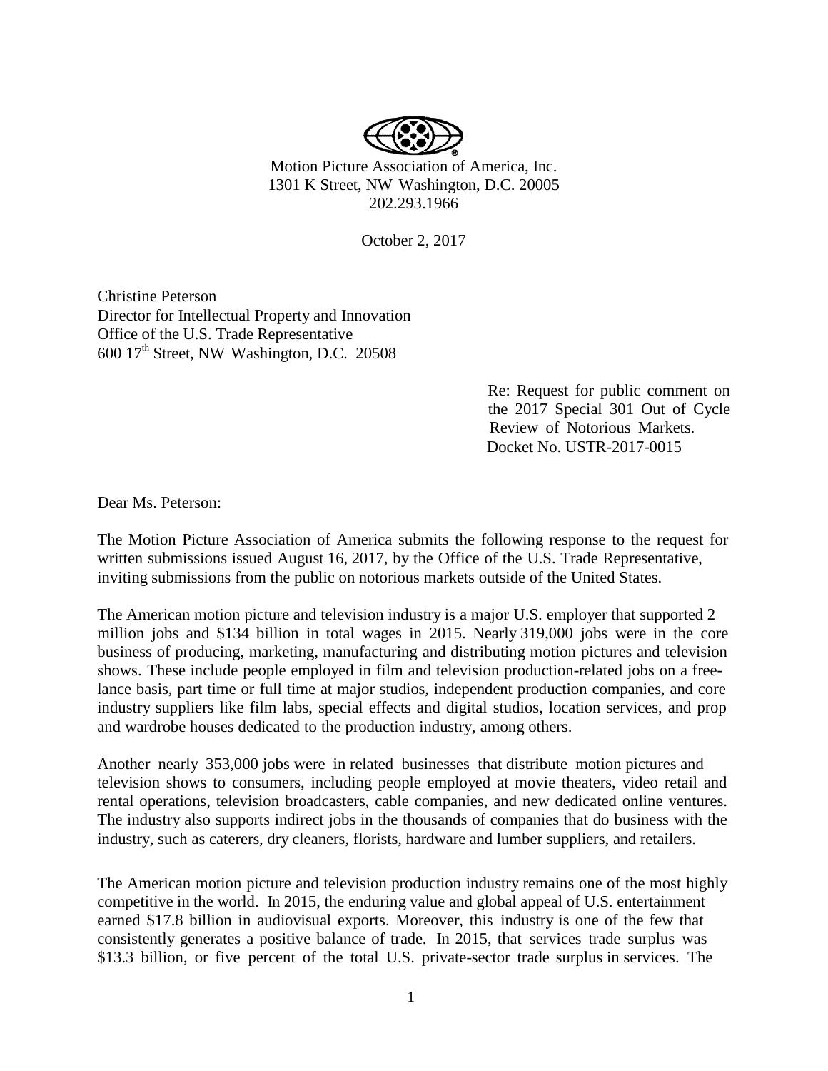Motion Picture Association of America, Inc.
1301 K Street, NW Washington, D.C. 20005
202.293.1966

October 2, 2017

Christine Peterson
Director for Intellectual Property and Innovation
Office of the U.S. Trade Representative
600 17th Street, NW Washington, D.C. 20508

Re: Request for public comment on the 2017 Special 301 Out of Cycle Review of Notorious Markets.
Docket No. USTR-2017-0015

Dear Ms. Peterson:

The Motion Picture Association of America submits the following response to the request for written submissions issued August 16, 2017, by the Office of the U.S. Trade Representative, inviting submissions from the public on notorious markets outside of the United States.

The American motion picture and television industry is a major U.S. employer that supported 2 million jobs and $134 billion in total wages in 2015. Nearly 319,000 jobs were in the core business of producing, marketing, manufacturing and distributing motion pictures and television shows. These include people employed in film and television production-related jobs on a free-lance basis, part time or full time at major studios, independent production companies, and core industry suppliers like film labs, special effects and digital studios, location services, and prop and wardrobe houses dedicated to the production industry, among others.

Another nearly 353,000 jobs were in related businesses that distribute motion pictures and television shows to consumers, including people employed at movie theaters, video retail and rental operations, television broadcasters, cable companies, and new dedicated online ventures. The industry also supports indirect jobs in the thousands of companies that do business with the industry, such as caterers, dry cleaners, florists, hardware and lumber suppliers, and retailers.

The American motion picture and television production industry remains one of the most highly competitive in the world. In 2015, the enduring value and global appeal of U.S. entertainment earned $17.8 billion in audiovisual exports. Moreover, this industry is one of the few that consistently generates a positive balance of trade. In 2015, that services trade surplus was $13.3 billion, or five percent of the total U.S. private-sector trade surplus in services. The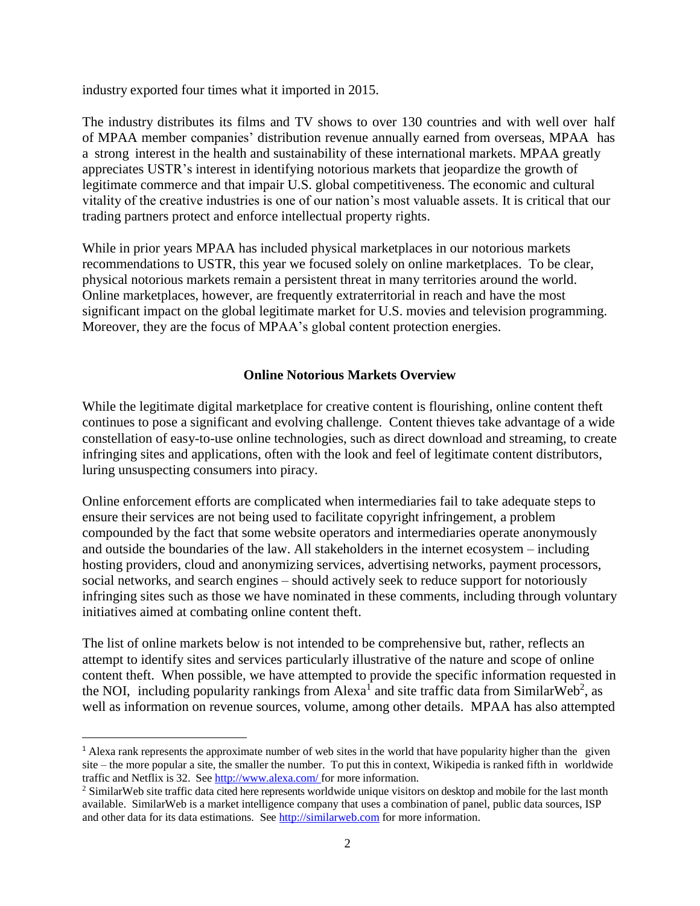industry exported four times what it imported in 2015.

The industry distributes its films and TV shows to over 130 countries and with well over half of MPAA member companies' distribution revenue annually earned from overseas, MPAA has a strong interest in the health and sustainability of these international markets. MPAA greatly appreciates USTR's interest in identifying notorious markets that jeopardize the growth of legitimate commerce and that impair U.S. global competitiveness. The economic and cultural vitality of the creative industries is one of our nation's most valuable assets. It is critical that our trading partners protect and enforce intellectual property rights.

While in prior years MPAA has included physical marketplaces in our notorious markets recommendations to USTR, this year we focused solely on online marketplaces. To be clear, physical notorious markets remain a persistent threat in many territories around the world. Online marketplaces, however, are frequently extraterritorial in reach and have the most significant impact on the global legitimate market for U.S. movies and television programming. Moreover, they are the focus of MPAA's global content protection energies.

## Online Notorious Markets Overview

While the legitimate digital marketplace for creative content is flourishing, online content theft continues to pose a significant and evolving challenge. Content thieves take advantage of a wide constellation of easy-to-use online technologies, such as direct download and streaming, to create infringing sites and applications, often with the look and feel of legitimate content distributors, luring unsuspecting consumers into piracy.

Online enforcement efforts are complicated when intermediaries fail to take adequate steps to ensure their services are not being used to facilitate copyright infringement, a problem compounded by the fact that some website operators and intermediaries operate anonymously and outside the boundaries of the law. All stakeholders in the internet ecosystem – including hosting providers, cloud and anonymizing services, advertising networks, payment processors, social networks, and search engines – should actively seek to reduce support for notoriously infringing sites such as those we have nominated in these comments, including through voluntary initiatives aimed at combating online content theft.

The list of online markets below is not intended to be comprehensive but, rather, reflects an attempt to identify sites and services particularly illustrative of the nature and scope of online content theft. When possible, we have attempted to provide the specific information requested in the NOI, including popularity rankings from Alexa[1] and site traffic data from SimilarWeb[2], as well as information on revenue sources, volume, among other details. MPAA has also attempted

[1] Alexa rank represents the approximate number of web sites in the world that have popularity higher than the given site – the more popular a site, the smaller the number. To put this in context, Wikipedia is ranked fifth in worldwide traffic and Netflix is 32. See http://www.alexa.com/ for more information.

[2] SimilarWeb site traffic data cited here represents worldwide unique visitors on desktop and mobile for the last month available. SimilarWeb is a market intelligence company that uses a combination of panel, public data sources, ISP and other data for its data estimations. See http://similarweb.com for more information.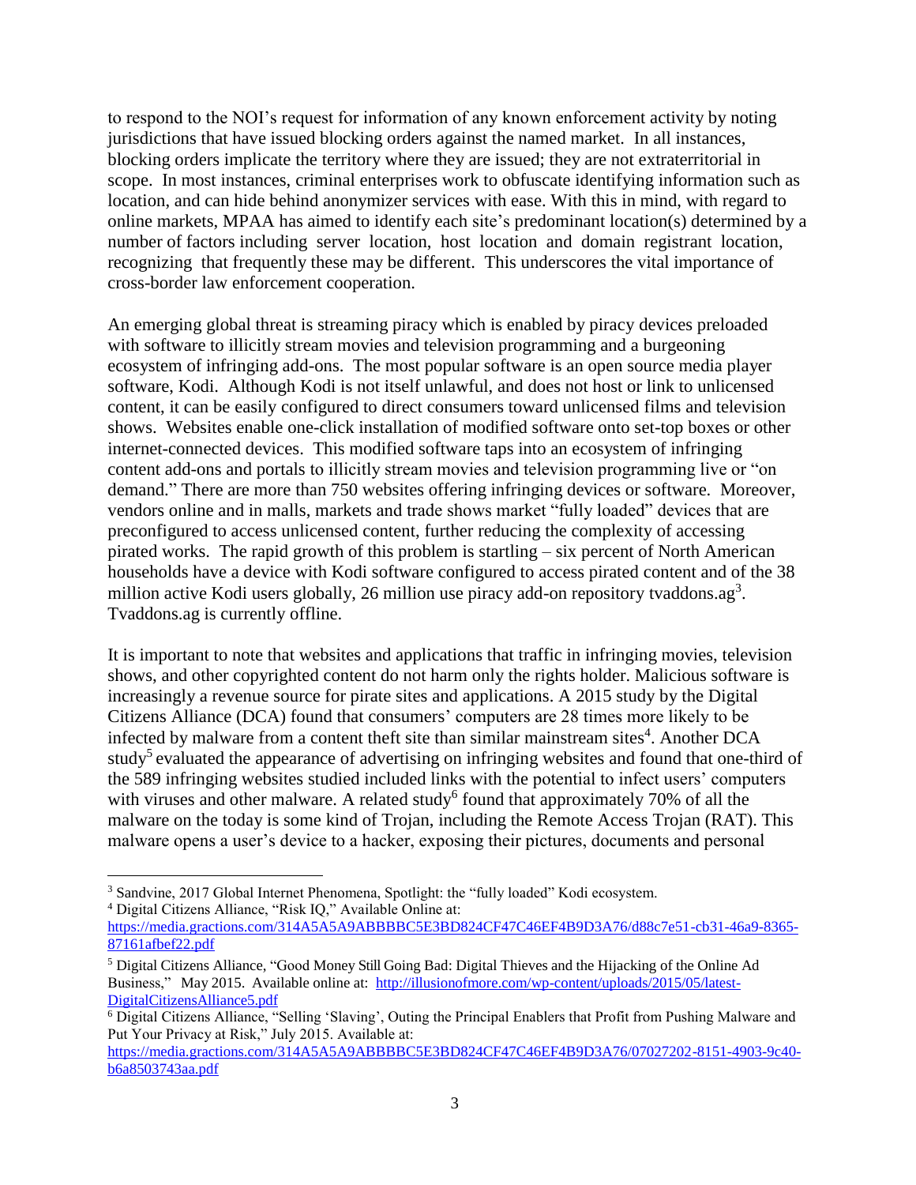to respond to the NOI's request for information of any known enforcement activity by noting jurisdictions that have issued blocking orders against the named market. In all instances, blocking orders implicate the territory where they are issued; they are not extraterritorial in scope. In most instances, criminal enterprises work to obfuscate identifying information such as location, and can hide behind anonymizer services with ease. With this in mind, with regard to online markets, MPAA has aimed to identify each site's predominant location(s) determined by a number of factors including server location, host location and domain registrant location, recognizing that frequently these may be different. This underscores the vital importance of cross-border law enforcement cooperation.

An emerging global threat is streaming piracy which is enabled by piracy devices preloaded with software to illicitly stream movies and television programming and a burgeoning ecosystem of infringing add-ons. The most popular software is an open source media player software, Kodi. Although Kodi is not itself unlawful, and does not host or link to unlicensed content, it can be easily configured to direct consumers toward unlicensed films and television shows. Websites enable one-click installation of modified software onto set-top boxes or other internet-connected devices. This modified software taps into an ecosystem of infringing content add-ons and portals to illicitly stream movies and television programming live or "on demand." There are more than 750 websites offering infringing devices or software. Moreover, vendors online and in malls, markets and trade shows market "fully loaded" devices that are preconfigured to access unlicensed content, further reducing the complexity of accessing pirated works. The rapid growth of this problem is startling – six percent of North American households have a device with Kodi software configured to access pirated content and of the 38 million active Kodi users globally, 26 million use piracy add-on repository tvaddons.ag[3]. Tvaddons.ag is currently offline.

It is important to note that websites and applications that traffic in infringing movies, television shows, and other copyrighted content do not harm only the rights holder. Malicious software is increasingly a revenue source for pirate sites and applications. A 2015 study by the Digital Citizens Alliance (DCA) found that consumers' computers are 28 times more likely to be infected by malware from a content theft site than similar mainstream sites[4]. Another DCA study[5] evaluated the appearance of advertising on infringing websites and found that one-third of the 589 infringing websites studied included links with the potential to infect users' computers with viruses and other malware. A related study[6] found that approximately 70% of all the malware on the today is some kind of Trojan, including the Remote Access Trojan (RAT). This malware opens a user's device to a hacker, exposing their pictures, documents and personal

---

[3] Sandvine, 2017 Global Internet Phenomena, Spotlight: the "fully loaded" Kodi ecosystem.

[4] Digital Citizens Alliance, "Risk IQ," Available Online at: https://media.gractions.com/314A5A5A9ABBBBC5E3BD824CF47C46EF4B9D3A76/d88c7e51-cb31-46a9-8365-87161afbef22.pdf

[5] Digital Citizens Alliance, "Good Money Still Going Bad: Digital Thieves and the Hijacking of the Online Ad Business," May 2015. Available online at: http://illusionofmore.com/wp-content/uploads/2015/05/latest-DigitalCitizensAlliance5.pdf

[6] Digital Citizens Alliance, "Selling 'Slaving', Outing the Principal Enablers that Profit from Pushing Malware and Put Your Privacy at Risk," July 2015. Available at: https://media.gractions.com/314A5A5A9ABBBBC5E3BD824CF47C46EF4B9D3A76/07027202-8151-4903-9c40-b6a8503743aa.pdf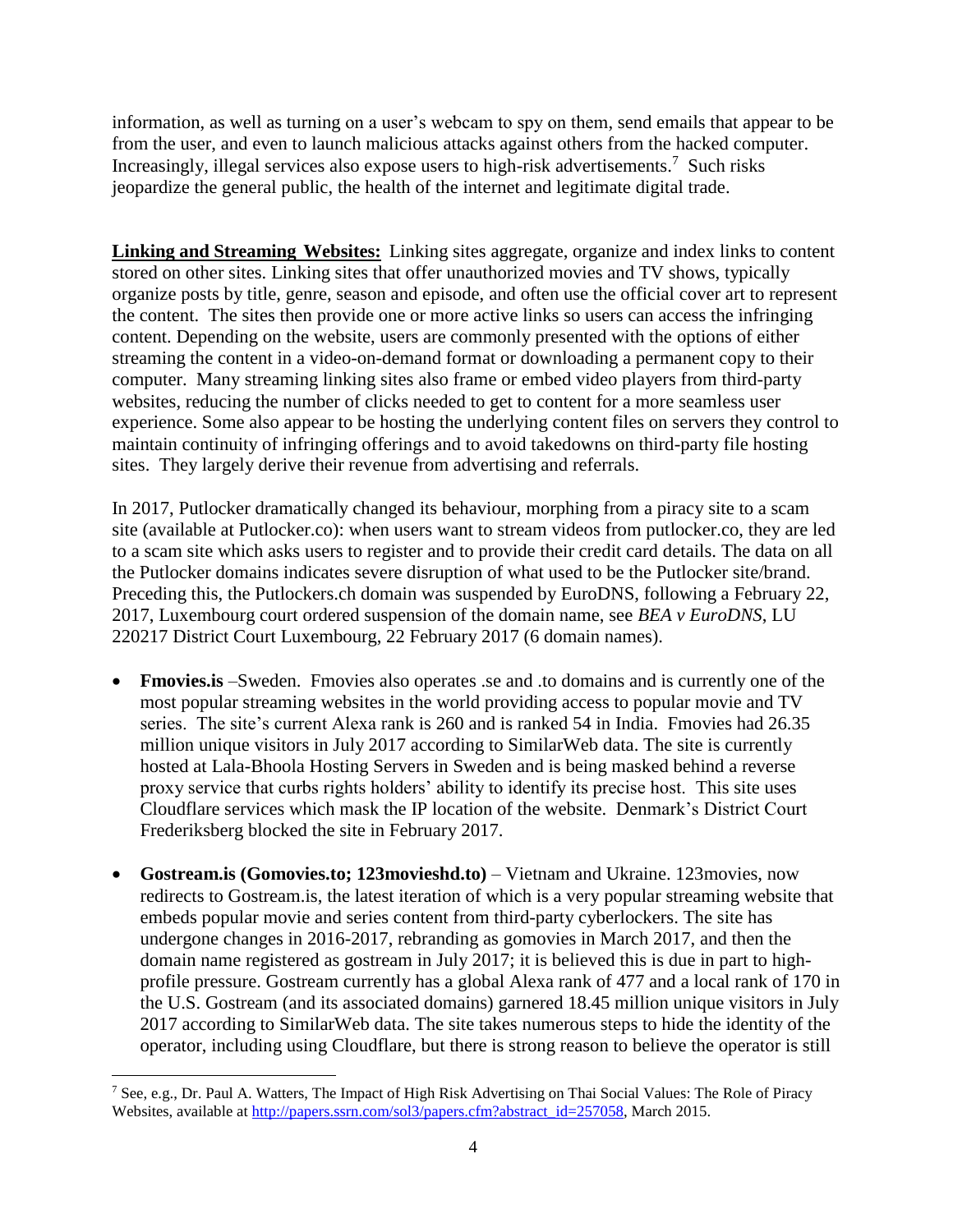information, as well as turning on a user's webcam to spy on them, send emails that appear to be from the user, and even to launch malicious attacks against others from the hacked computer. Increasingly, illegal services also expose users to high-risk advertisements.[7] Such risks jeopardize the general public, the health of the internet and legitimate digital trade.

**Linking and Streaming Websites:** Linking sites aggregate, organize and index links to content stored on other sites. Linking sites that offer unauthorized movies and TV shows, typically organize posts by title, genre, season and episode, and often use the official cover art to represent the content. The sites then provide one or more active links so users can access the infringing content. Depending on the website, users are commonly presented with the options of either streaming the content in a video-on-demand format or downloading a permanent copy to their computer. Many streaming linking sites also frame or embed video players from third-party websites, reducing the number of clicks needed to get to content for a more seamless user experience. Some also appear to be hosting the underlying content files on servers they control to maintain continuity of infringing offerings and to avoid takedowns on third-party file hosting sites. They largely derive their revenue from advertising and referrals.

In 2017, Putlocker dramatically changed its behaviour, morphing from a piracy site to a scam site (available at Putlocker.co): when users want to stream videos from putlocker.co, they are led to a scam site which asks users to register and to provide their credit card details. The data on all the Putlocker domains indicates severe disruption of what used to be the Putlocker site/brand. Preceding this, the Putlockers.ch domain was suspended by EuroDNS, following a February 22, 2017, Luxembourg court ordered suspension of the domain name, see *BEA v EuroDNS*, LU 220217 District Court Luxembourg, 22 February 2017 (6 domain names).

- **Fmovies.is** –Sweden. Fmovies also operates .se and .to domains and is currently one of the most popular streaming websites in the world providing access to popular movie and TV series. The site's current Alexa rank is 260 and is ranked 54 in India. Fmovies had 26.35 million unique visitors in July 2017 according to SimilarWeb data. The site is currently hosted at Lala-Bhoola Hosting Servers in Sweden and is being masked behind a reverse proxy service that curbs rights holders' ability to identify its precise host. This site uses Cloudflare services which mask the IP location of the website. Denmark's District Court Frederiksberg blocked the site in February 2017.

- **Gostream.is (Gomovies.to; 123movieshd.to)** – Vietnam and Ukraine. 123movies, now redirects to Gostream.is, the latest iteration of which is a very popular streaming website that embeds popular movie and series content from third-party cyberlockers. The site has undergone changes in 2016-2017, rebranding as gomovies in March 2017, and then the domain name registered as gostream in July 2017; it is believed this is due in part to high-profile pressure. Gostream currently has a global Alexa rank of 477 and a local rank of 170 in the U.S. Gostream (and its associated domains) garnered 18.45 million unique visitors in July 2017 according to SimilarWeb data. The site takes numerous steps to hide the identity of the operator, including using Cloudflare, but there is strong reason to believe the operator is still

[7] See, e.g., Dr. Paul A. Watters, The Impact of High Risk Advertising on Thai Social Values: The Role of Piracy Websites, available at http://papers.ssrn.com/sol3/papers.cfm?abstract_id=257058, March 2015.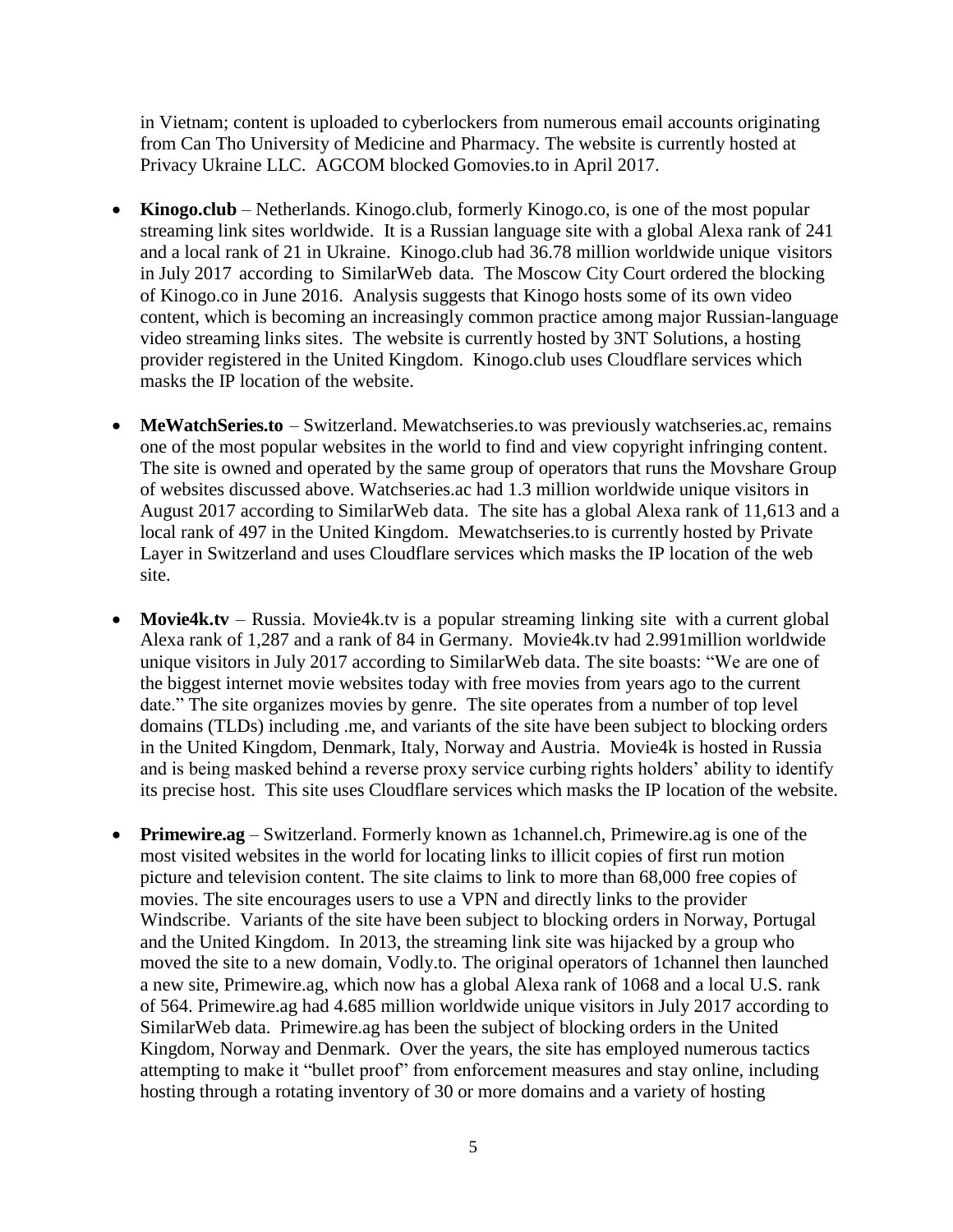in Vietnam; content is uploaded to cyberlockers from numerous email accounts originating from Can Tho University of Medicine and Pharmacy. The website is currently hosted at Privacy Ukraine LLC. AGCOM blocked Gomovies.to in April 2017.

- **Kinogo.club** – Netherlands. Kinogo.club, formerly Kinogo.co, is one of the most popular streaming link sites worldwide. It is a Russian language site with a global Alexa rank of 241 and a local rank of 21 in Ukraine. Kinogo.club had 36.78 million worldwide unique visitors in July 2017 according to SimilarWeb data. The Moscow City Court ordered the blocking of Kinogo.co in June 2016. Analysis suggests that Kinogo hosts some of its own video content, which is becoming an increasingly common practice among major Russian-language video streaming links sites. The website is currently hosted by 3NT Solutions, a hosting provider registered in the United Kingdom. Kinogo.club uses Cloudflare services which masks the IP location of the website.

- **MeWatchSeries.to** – Switzerland. Mewatchseries.to was previously watchseries.ac, remains one of the most popular websites in the world to find and view copyright infringing content. The site is owned and operated by the same group of operators that runs the Movshare Group of websites discussed above. Watchseries.ac had 1.3 million worldwide unique visitors in August 2017 according to SimilarWeb data. The site has a global Alexa rank of 11,613 and a local rank of 497 in the United Kingdom. Mewatchseries.to is currently hosted by Private Layer in Switzerland and uses Cloudflare services which masks the IP location of the web site.

- **Movie4k.tv** – Russia. Movie4k.tv is a popular streaming linking site with a current global Alexa rank of 1,287 and a rank of 84 in Germany. Movie4k.tv had 2.991million worldwide unique visitors in July 2017 according to SimilarWeb data. The site boasts: "We are one of the biggest internet movie websites today with free movies from years ago to the current date." The site organizes movies by genre. The site operates from a number of top level domains (TLDs) including .me, and variants of the site have been subject to blocking orders in the United Kingdom, Denmark, Italy, Norway and Austria. Movie4k is hosted in Russia and is being masked behind a reverse proxy service curbing rights holders' ability to identify its precise host. This site uses Cloudflare services which masks the IP location of the website.

- **Primewire.ag** – Switzerland. Formerly known as 1channel.ch, Primewire.ag is one of the most visited websites in the world for locating links to illicit copies of first run motion picture and television content. The site claims to link to more than 68,000 free copies of movies. The site encourages users to use a VPN and directly links to the provider Windscribe. Variants of the site have been subject to blocking orders in Norway, Portugal and the United Kingdom. In 2013, the streaming link site was hijacked by a group who moved the site to a new domain, Vodly.to. The original operators of 1channel then launched a new site, Primewire.ag, which now has a global Alexa rank of 1068 and a local U.S. rank of 564. Primewire.ag had 4.685 million worldwide unique visitors in July 2017 according to SimilarWeb data. Primewire.ag has been the subject of blocking orders in the United Kingdom, Norway and Denmark. Over the years, the site has employed numerous tactics attempting to make it "bullet proof" from enforcement measures and stay online, including hosting through a rotating inventory of 30 or more domains and a variety of hosting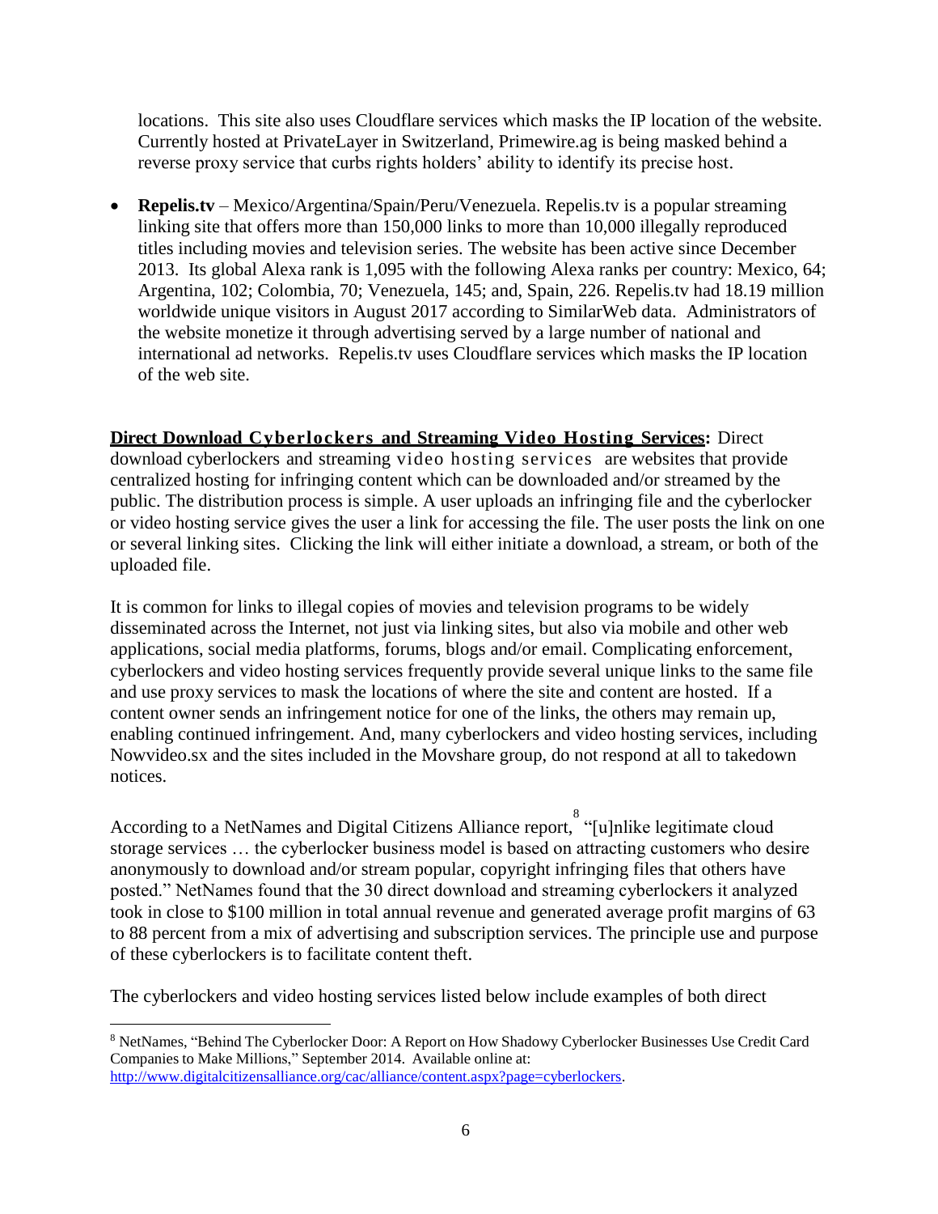locations. This site also uses Cloudflare services which masks the IP location of the website. Currently hosted at PrivateLayer in Switzerland, Primewire.ag is being masked behind a reverse proxy service that curbs rights holders' ability to identify its precise host.

- **Repelis.tv** – Mexico/Argentina/Spain/Peru/Venezuela. Repelis.tv is a popular streaming linking site that offers more than 150,000 links to more than 10,000 illegally reproduced titles including movies and television series. The website has been active since December 2013. Its global Alexa rank is 1,095 with the following Alexa ranks per country: Mexico, 64; Argentina, 102; Colombia, 70; Venezuela, 145; and, Spain, 226. Repelis.tv had 18.19 million worldwide unique visitors in August 2017 according to SimilarWeb data. Administrators of the website monetize it through advertising served by a large number of national and international ad networks. Repelis.tv uses Cloudflare services which masks the IP location of the web site.

**Direct Download Cyberlockers and Streaming Video Hosting Services:** Direct download cyberlockers and streaming video hosting services are websites that provide centralized hosting for infringing content which can be downloaded and/or streamed by the public. The distribution process is simple. A user uploads an infringing file and the cyberlocker or video hosting service gives the user a link for accessing the file. The user posts the link on one or several linking sites. Clicking the link will either initiate a download, a stream, or both of the uploaded file.

It is common for links to illegal copies of movies and television programs to be widely disseminated across the Internet, not just via linking sites, but also via mobile and other web applications, social media platforms, forums, blogs and/or email. Complicating enforcement, cyberlockers and video hosting services frequently provide several unique links to the same file and use proxy services to mask the locations of where the site and content are hosted. If a content owner sends an infringement notice for one of the links, the others may remain up, enabling continued infringement. And, many cyberlockers and video hosting services, including Nowvideo.sx and the sites included in the Movshare group, do not respond at all to takedown notices.

According to a NetNames and Digital Citizens Alliance report,[8] "[u]nlike legitimate cloud storage services … the cyberlocker business model is based on attracting customers who desire anonymously to download and/or stream popular, copyright infringing files that others have posted." NetNames found that the 30 direct download and streaming cyberlockers it analyzed took in close to $100 million in total annual revenue and generated average profit margins of 63 to 88 percent from a mix of advertising and subscription services. The principle use and purpose of these cyberlockers is to facilitate content theft.

The cyberlockers and video hosting services listed below include examples of both direct

[8] NetNames, "Behind The Cyberlocker Door: A Report on How Shadowy Cyberlocker Businesses Use Credit Card Companies to Make Millions," September 2014. Available online at: http://www.digitalcitizensalliance.org/cac/alliance/content.aspx?page=cyberlockers.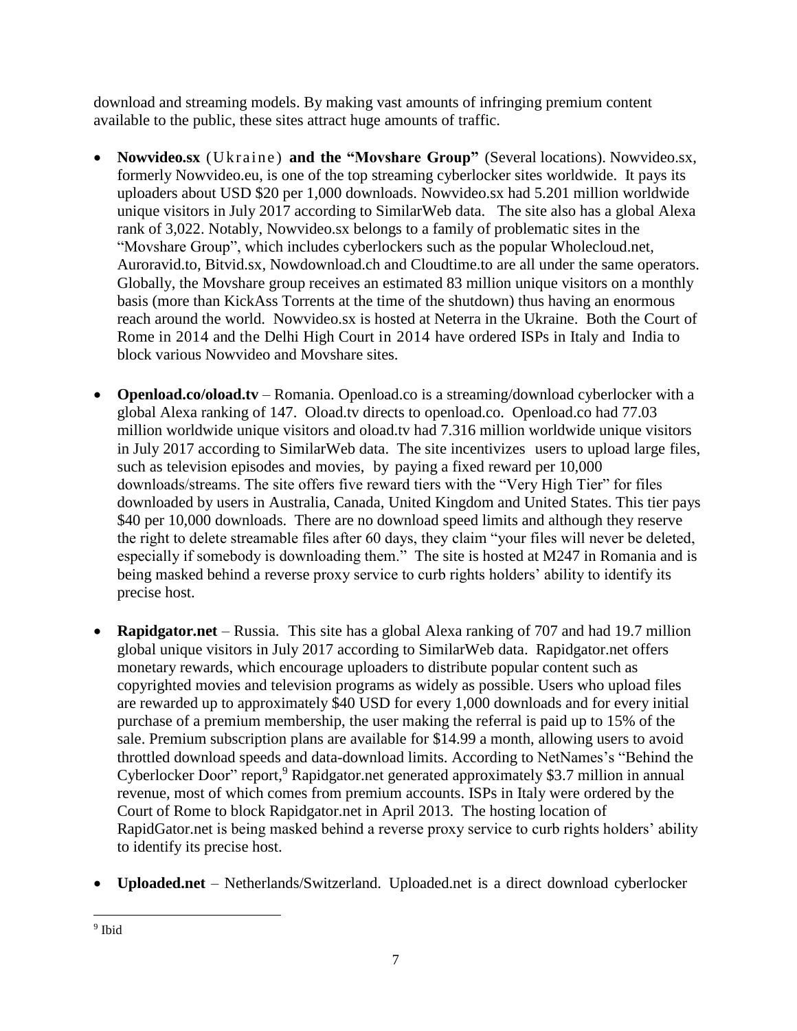download and streaming models. By making vast amounts of infringing premium content available to the public, these sites attract huge amounts of traffic.

- **Nowvideo.sx** (Ukraine) **and the "Movshare Group"** (Several locations). Nowvideo.sx, formerly Nowvideo.eu, is one of the top streaming cyberlocker sites worldwide. It pays its uploaders about USD $20 per 1,000 downloads. Nowvideo.sx had 5.201 million worldwide unique visitors in July 2017 according to SimilarWeb data. The site also has a global Alexa rank of 3,022. Notably, Nowvideo.sx belongs to a family of problematic sites in the "Movshare Group", which includes cyberlockers such as the popular Wholecloud.net, Auroravid.to, Bitvid.sx, Nowdownload.ch and Cloudtime.to are all under the same operators. Globally, the Movshare group receives an estimated 83 million unique visitors on a monthly basis (more than KickAss Torrents at the time of the shutdown) thus having an enormous reach around the world. Nowvideo.sx is hosted at Neterra in the Ukraine. Both the Court of Rome in 2014 and the Delhi High Court in 2014 have ordered ISPs in Italy and India to block various Nowvideo and Movshare sites.

- **Openload.co/oload.tv** – Romania. Openload.co is a streaming/download cyberlocker with a global Alexa ranking of 147. Oload.tv directs to openload.co. Openload.co had 77.03 million worldwide unique visitors and oload.tv had 7.316 million worldwide unique visitors in July 2017 according to SimilarWeb data. The site incentivizes users to upload large files, such as television episodes and movies, by paying a fixed reward per 10,000 downloads/streams. The site offers five reward tiers with the "Very High Tier" for files downloaded by users in Australia, Canada, United Kingdom and United States. This tier pays $40 per 10,000 downloads. There are no download speed limits and although they reserve the right to delete streamable files after 60 days, they claim "your files will never be deleted, especially if somebody is downloading them." The site is hosted at M247 in Romania and is being masked behind a reverse proxy service to curb rights holders' ability to identify its precise host.

- **Rapidgator.net** – Russia. This site has a global Alexa ranking of 707 and had 19.7 million global unique visitors in July 2017 according to SimilarWeb data. Rapidgator.net offers monetary rewards, which encourage uploaders to distribute popular content such as copyrighted movies and television programs as widely as possible. Users who upload files are rewarded up to approximately $40 USD for every 1,000 downloads and for every initial purchase of a premium membership, the user making the referral is paid up to 15% of the sale. Premium subscription plans are available for $14.99 a month, allowing users to avoid throttled download speeds and data-download limits. According to NetNames's "Behind the Cyberlocker Door" report,[9] Rapidgator.net generated approximately $3.7 million in annual revenue, most of which comes from premium accounts. ISPs in Italy were ordered by the Court of Rome to block Rapidgator.net in April 2013. The hosting location of RapidGator.net is being masked behind a reverse proxy service to curb rights holders' ability to identify its precise host.

- **Uploaded.net** – Netherlands/Switzerland. Uploaded.net is a direct download cyberlocker

---

[9] Ibid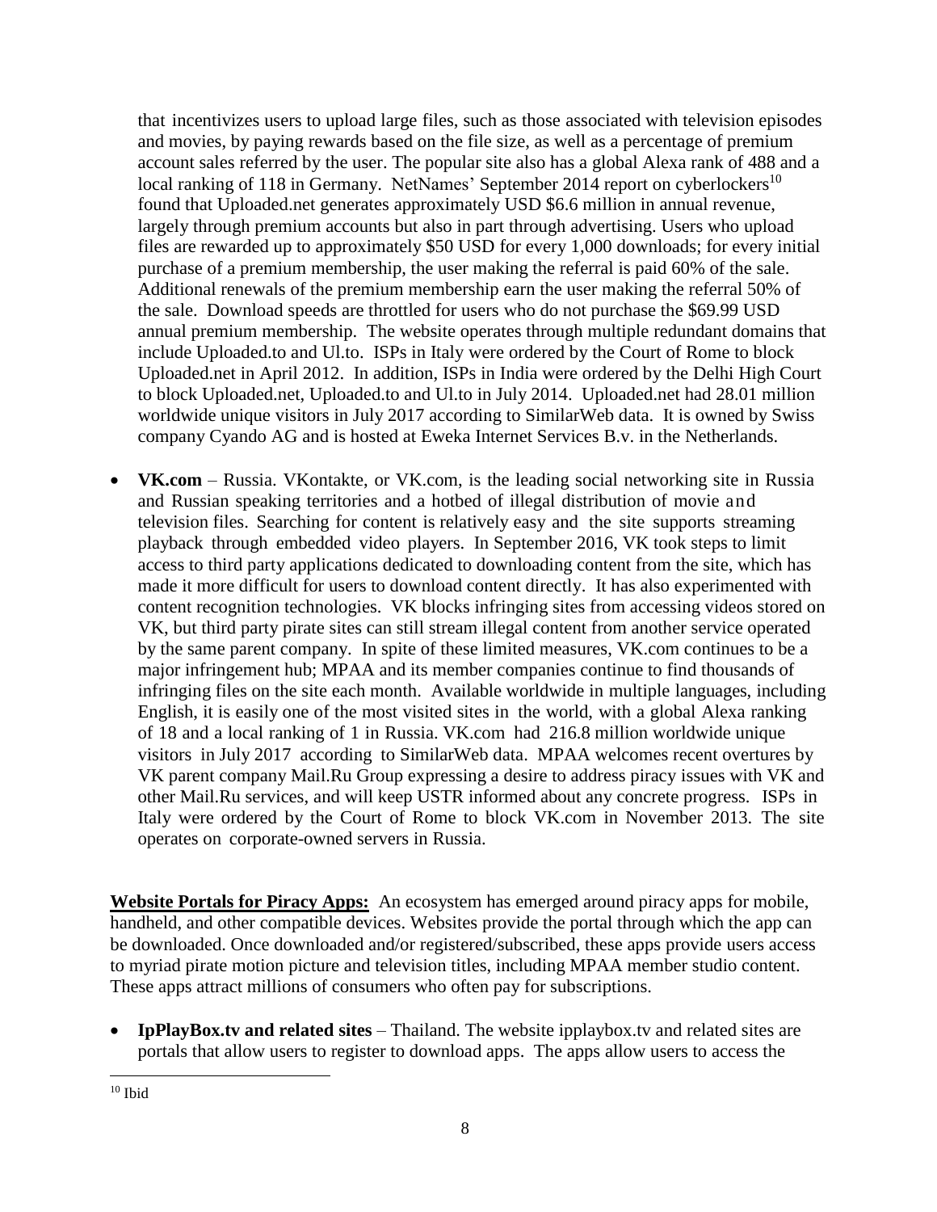that incentivizes users to upload large files, such as those associated with television episodes and movies, by paying rewards based on the file size, as well as a percentage of premium account sales referred by the user. The popular site also has a global Alexa rank of 488 and a local ranking of 118 in Germany. NetNames' September 2014 report on cyberlockers[10] found that Uploaded.net generates approximately USD $6.6 million in annual revenue, largely through premium accounts but also in part through advertising. Users who upload files are rewarded up to approximately $50 USD for every 1,000 downloads; for every initial purchase of a premium membership, the user making the referral is paid 60% of the sale. Additional renewals of the premium membership earn the user making the referral 50% of the sale. Download speeds are throttled for users who do not purchase the $69.99 USD annual premium membership. The website operates through multiple redundant domains that include Uploaded.to and Ul.to. ISPs in Italy were ordered by the Court of Rome to block Uploaded.net in April 2012. In addition, ISPs in India were ordered by the Delhi High Court to block Uploaded.net, Uploaded.to and Ul.to in July 2014. Uploaded.net had 28.01 million worldwide unique visitors in July 2017 according to SimilarWeb data. It is owned by Swiss company Cyando AG and is hosted at Eweka Internet Services B.v. in the Netherlands.

- **VK.com** – Russia. VKontakte, or VK.com, is the leading social networking site in Russia and Russian speaking territories and a hotbed of illegal distribution of movie and television files. Searching for content is relatively easy and the site supports streaming playback through embedded video players. In September 2016, VK took steps to limit access to third party applications dedicated to downloading content from the site, which has made it more difficult for users to download content directly. It has also experimented with content recognition technologies. VK blocks infringing sites from accessing videos stored on VK, but third party pirate sites can still stream illegal content from another service operated by the same parent company. In spite of these limited measures, VK.com continues to be a major infringement hub; MPAA and its member companies continue to find thousands of infringing files on the site each month. Available worldwide in multiple languages, including English, it is easily one of the most visited sites in the world, with a global Alexa ranking of 18 and a local ranking of 1 in Russia. VK.com had 216.8 million worldwide unique visitors in July 2017 according to SimilarWeb data. MPAA welcomes recent overtures by VK parent company Mail.Ru Group expressing a desire to address piracy issues with VK and other Mail.Ru services, and will keep USTR informed about any concrete progress. ISPs in Italy were ordered by the Court of Rome to block VK.com in November 2013. The site operates on corporate-owned servers in Russia.

<u>**Website Portals for Piracy Apps:**</u> An ecosystem has emerged around piracy apps for mobile, handheld, and other compatible devices. Websites provide the portal through which the app can be downloaded. Once downloaded and/or registered/subscribed, these apps provide users access to myriad pirate motion picture and television titles, including MPAA member studio content. These apps attract millions of consumers who often pay for subscriptions.

- **IpPlayBox.tv and related sites** – Thailand. The website ipplaybox.tv and related sites are portals that allow users to register to download apps. The apps allow users to access the

[10] Ibid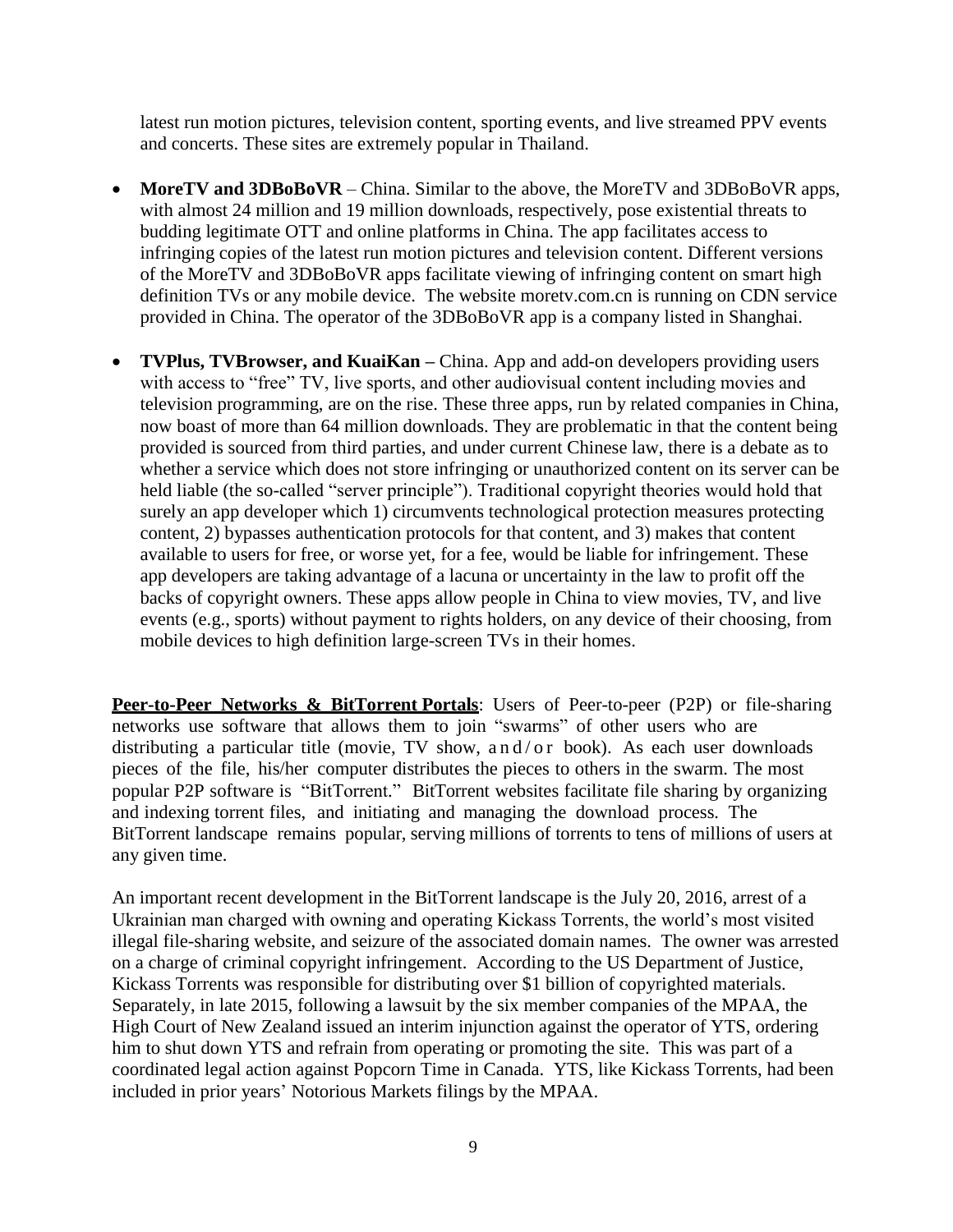latest run motion pictures, television content, sporting events, and live streamed PPV events and concerts. These sites are extremely popular in Thailand.

- **MoreTV and 3DBoBoVR** – China. Similar to the above, the MoreTV and 3DBoBoVR apps, with almost 24 million and 19 million downloads, respectively, pose existential threats to budding legitimate OTT and online platforms in China. The app facilitates access to infringing copies of the latest run motion pictures and television content. Different versions of the MoreTV and 3DBoBoVR apps facilitate viewing of infringing content on smart high definition TVs or any mobile device. The website moretv.com.cn is running on CDN service provided in China. The operator of the 3DBoBoVR app is a company listed in Shanghai.

- **TVPlus, TVBrowser, and KuaiKan –** China. App and add-on developers providing users with access to "free" TV, live sports, and other audiovisual content including movies and television programming, are on the rise. These three apps, run by related companies in China, now boast of more than 64 million downloads. They are problematic in that the content being provided is sourced from third parties, and under current Chinese law, there is a debate as to whether a service which does not store infringing or unauthorized content on its server can be held liable (the so-called "server principle"). Traditional copyright theories would hold that surely an app developer which 1) circumvents technological protection measures protecting content, 2) bypasses authentication protocols for that content, and 3) makes that content available to users for free, or worse yet, for a fee, would be liable for infringement. These app developers are taking advantage of a lacuna or uncertainty in the law to profit off the backs of copyright owners. These apps allow people in China to view movies, TV, and live events (e.g., sports) without payment to rights holders, on any device of their choosing, from mobile devices to high definition large-screen TVs in their homes.

**Peer-to-Peer Networks & BitTorrent Portals**: Users of Peer-to-peer (P2P) or file-sharing networks use software that allows them to join "swarms" of other users who are distributing a particular title (movie, TV show, and/or book). As each user downloads pieces of the file, his/her computer distributes the pieces to others in the swarm. The most popular P2P software is "BitTorrent." BitTorrent websites facilitate file sharing by organizing and indexing torrent files, and initiating and managing the download process. The BitTorrent landscape remains popular, serving millions of torrents to tens of millions of users at any given time.

An important recent development in the BitTorrent landscape is the July 20, 2016, arrest of a Ukrainian man charged with owning and operating Kickass Torrents, the world's most visited illegal file-sharing website, and seizure of the associated domain names. The owner was arrested on a charge of criminal copyright infringement. According to the US Department of Justice, Kickass Torrents was responsible for distributing over $1 billion of copyrighted materials. Separately, in late 2015, following a lawsuit by the six member companies of the MPAA, the High Court of New Zealand issued an interim injunction against the operator of YTS, ordering him to shut down YTS and refrain from operating or promoting the site. This was part of a coordinated legal action against Popcorn Time in Canada. YTS, like Kickass Torrents, had been included in prior years' Notorious Markets filings by the MPAA.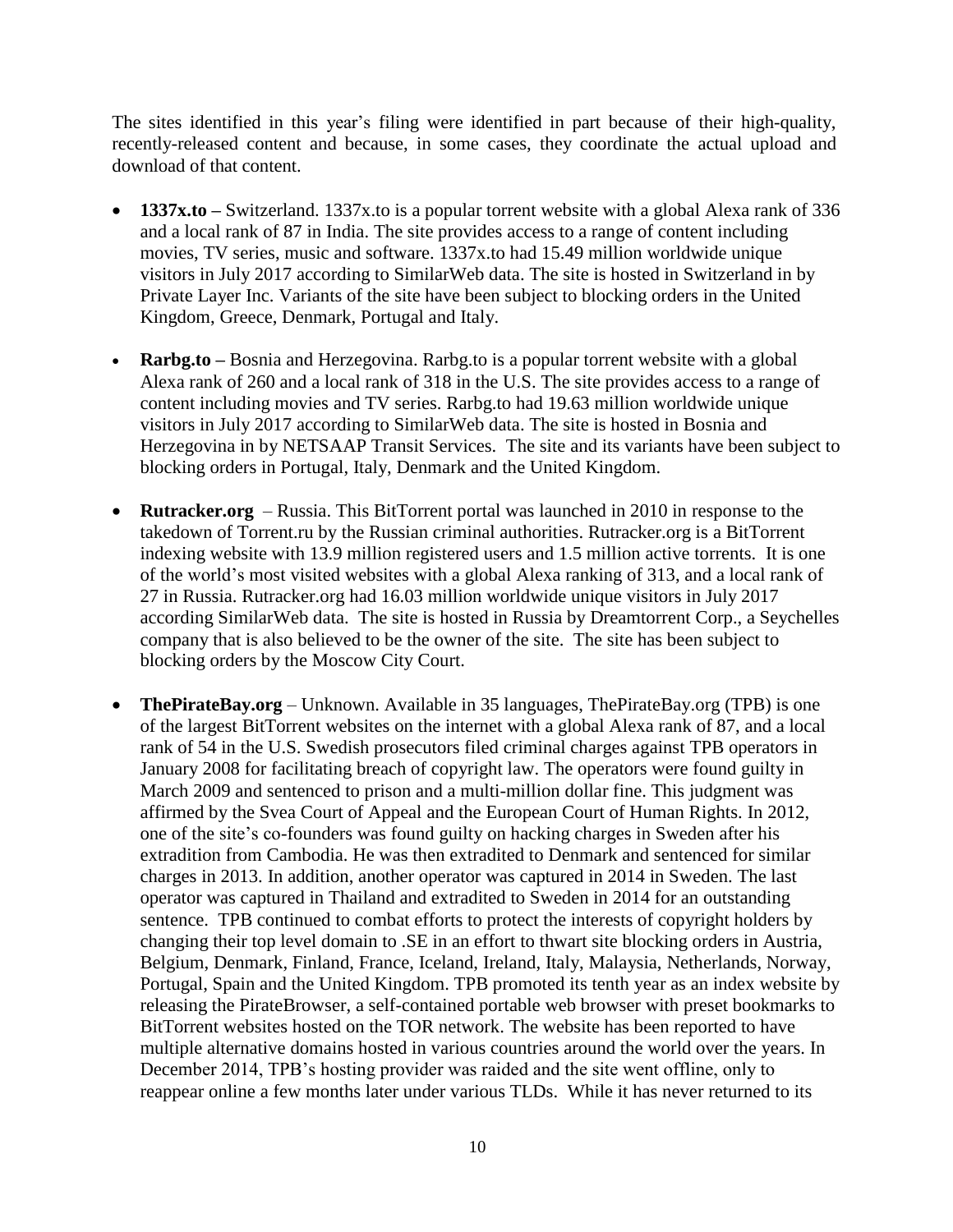The sites identified in this year's filing were identified in part because of their high-quality, recently-released content and because, in some cases, they coordinate the actual upload and download of that content.

- **1337x.to –** Switzerland. 1337x.to is a popular torrent website with a global Alexa rank of 336 and a local rank of 87 in India. The site provides access to a range of content including movies, TV series, music and software. 1337x.to had 15.49 million worldwide unique visitors in July 2017 according to SimilarWeb data. The site is hosted in Switzerland in by Private Layer Inc. Variants of the site have been subject to blocking orders in the United Kingdom, Greece, Denmark, Portugal and Italy.

- **Rarbg.to –** Bosnia and Herzegovina. Rarbg.to is a popular torrent website with a global Alexa rank of 260 and a local rank of 318 in the U.S. The site provides access to a range of content including movies and TV series. Rarbg.to had 19.63 million worldwide unique visitors in July 2017 according to SimilarWeb data. The site is hosted in Bosnia and Herzegovina in by NETSAAP Transit Services. The site and its variants have been subject to blocking orders in Portugal, Italy, Denmark and the United Kingdom.

- **Rutracker.org** – Russia. This BitTorrent portal was launched in 2010 in response to the takedown of Torrent.ru by the Russian criminal authorities. Rutracker.org is a BitTorrent indexing website with 13.9 million registered users and 1.5 million active torrents. It is one of the world's most visited websites with a global Alexa ranking of 313, and a local rank of 27 in Russia. Rutracker.org had 16.03 million worldwide unique visitors in July 2017 according SimilarWeb data. The site is hosted in Russia by Dreamtorrent Corp., a Seychelles company that is also believed to be the owner of the site. The site has been subject to blocking orders by the Moscow City Court.

- **ThePirateBay.org** – Unknown. Available in 35 languages, ThePirateBay.org (TPB) is one of the largest BitTorrent websites on the internet with a global Alexa rank of 87, and a local rank of 54 in the U.S. Swedish prosecutors filed criminal charges against TPB operators in January 2008 for facilitating breach of copyright law. The operators were found guilty in March 2009 and sentenced to prison and a multi-million dollar fine. This judgment was affirmed by the Svea Court of Appeal and the European Court of Human Rights. In 2012, one of the site's co-founders was found guilty on hacking charges in Sweden after his extradition from Cambodia. He was then extradited to Denmark and sentenced for similar charges in 2013. In addition, another operator was captured in 2014 in Sweden. The last operator was captured in Thailand and extradited to Sweden in 2014 for an outstanding sentence. TPB continued to combat efforts to protect the interests of copyright holders by changing their top level domain to .SE in an effort to thwart site blocking orders in Austria, Belgium, Denmark, Finland, France, Iceland, Ireland, Italy, Malaysia, Netherlands, Norway, Portugal, Spain and the United Kingdom. TPB promoted its tenth year as an index website by releasing the PirateBrowser, a self-contained portable web browser with preset bookmarks to BitTorrent websites hosted on the TOR network. The website has been reported to have multiple alternative domains hosted in various countries around the world over the years. In December 2014, TPB's hosting provider was raided and the site went offline, only to reappear online a few months later under various TLDs. While it has never returned to its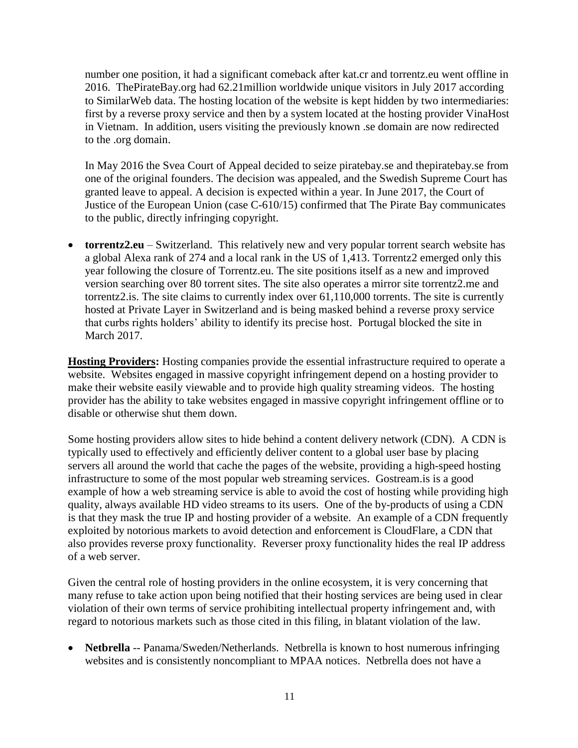number one position, it had a significant comeback after kat.cr and torrentz.eu went offline in 2016. ThePirateBay.org had 62.21million worldwide unique visitors in July 2017 according to SimilarWeb data. The hosting location of the website is kept hidden by two intermediaries: first by a reverse proxy service and then by a system located at the hosting provider VinaHost in Vietnam. In addition, users visiting the previously known .se domain are now redirected to the .org domain.

In May 2016 the Svea Court of Appeal decided to seize piratebay.se and thepiratebay.se from one of the original founders. The decision was appealed, and the Swedish Supreme Court has granted leave to appeal. A decision is expected within a year. In June 2017, the Court of Justice of the European Union (case C-610/15) confirmed that The Pirate Bay communicates to the public, directly infringing copyright.

- **torrentz2.eu** – Switzerland. This relatively new and very popular torrent search website has a global Alexa rank of 274 and a local rank in the US of 1,413. Torrentz2 emerged only this year following the closure of Torrentz.eu. The site positions itself as a new and improved version searching over 80 torrent sites. The site also operates a mirror site torrentz2.me and torrentz2.is. The site claims to currently index over 61,110,000 torrents. The site is currently hosted at Private Layer in Switzerland and is being masked behind a reverse proxy service that curbs rights holders' ability to identify its precise host. Portugal blocked the site in March 2017.

**<u>Hosting Providers</u>:** Hosting companies provide the essential infrastructure required to operate a website. Websites engaged in massive copyright infringement depend on a hosting provider to make their website easily viewable and to provide high quality streaming videos. The hosting provider has the ability to take websites engaged in massive copyright infringement offline or to disable or otherwise shut them down.

Some hosting providers allow sites to hide behind a content delivery network (CDN). A CDN is typically used to effectively and efficiently deliver content to a global user base by placing servers all around the world that cache the pages of the website, providing a high-speed hosting infrastructure to some of the most popular web streaming services. Gostream.is is a good example of how a web streaming service is able to avoid the cost of hosting while providing high quality, always available HD video streams to its users. One of the by-products of using a CDN is that they mask the true IP and hosting provider of a website. An example of a CDN frequently exploited by notorious markets to avoid detection and enforcement is CloudFlare, a CDN that also provides reverse proxy functionality. Reverser proxy functionality hides the real IP address of a web server.

Given the central role of hosting providers in the online ecosystem, it is very concerning that many refuse to take action upon being notified that their hosting services are being used in clear violation of their own terms of service prohibiting intellectual property infringement and, with regard to notorious markets such as those cited in this filing, in blatant violation of the law.

- **Netbrella** -- Panama/Sweden/Netherlands. Netbrella is known to host numerous infringing websites and is consistently noncompliant to MPAA notices. Netbrella does not have a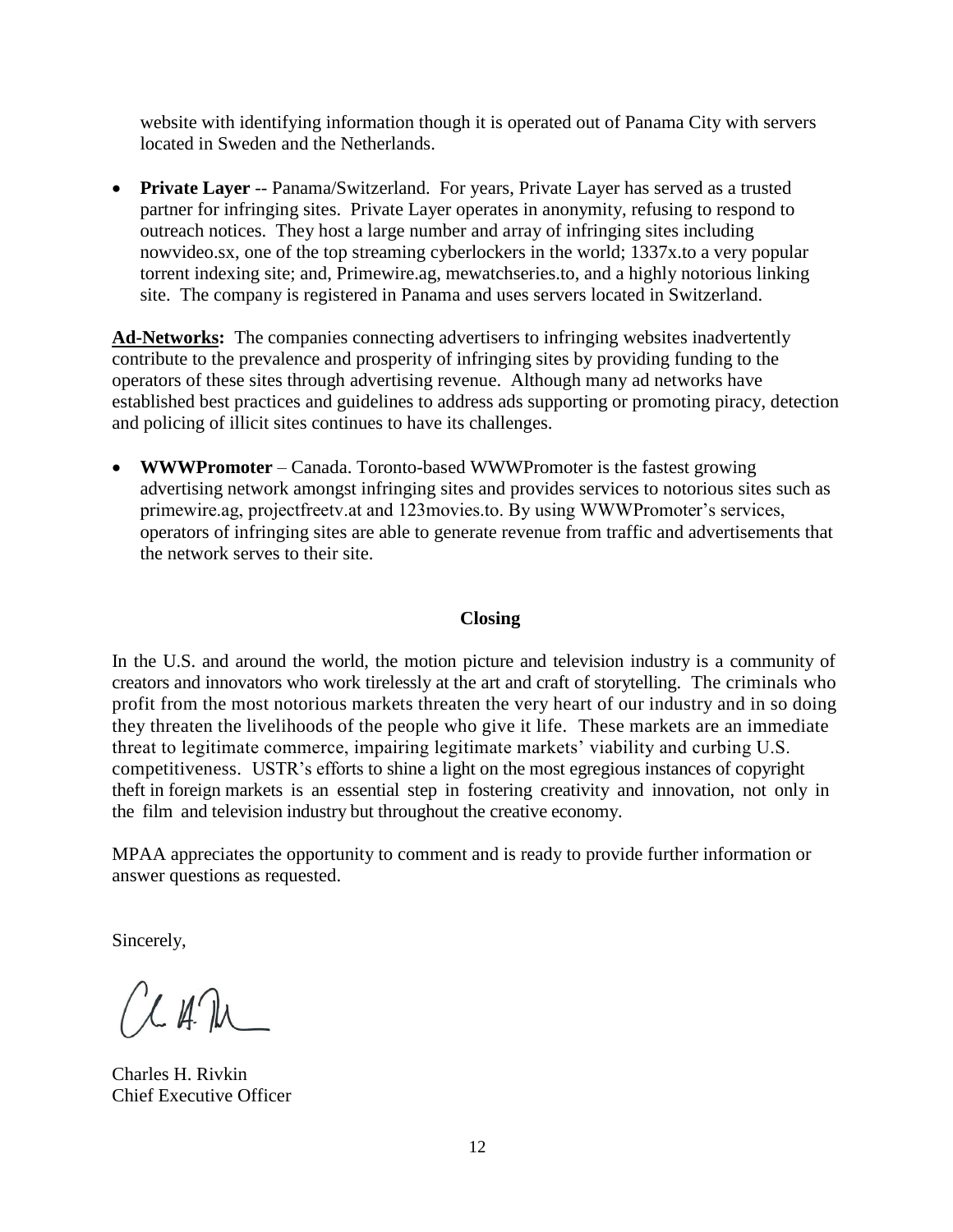website with identifying information though it is operated out of Panama City with servers located in Sweden and the Netherlands.

- **Private Layer** -- Panama/Switzerland. For years, Private Layer has served as a trusted partner for infringing sites. Private Layer operates in anonymity, refusing to respond to outreach notices. They host a large number and array of infringing sites including nowvideo.sx, one of the top streaming cyberlockers in the world; 1337x.to a very popular torrent indexing site; and, Primewire.ag, mewatchseries.to, and a highly notorious linking site. The company is registered in Panama and uses servers located in Switzerland.

**Ad-Networks:** The companies connecting advertisers to infringing websites inadvertently contribute to the prevalence and prosperity of infringing sites by providing funding to the operators of these sites through advertising revenue. Although many ad networks have established best practices and guidelines to address ads supporting or promoting piracy, detection and policing of illicit sites continues to have its challenges.

- **WWWPromoter** – Canada. Toronto-based WWWPromoter is the fastest growing advertising network amongst infringing sites and provides services to notorious sites such as primewire.ag, projectfreetv.at and 123movies.to. By using WWWPromoter's services, operators of infringing sites are able to generate revenue from traffic and advertisements that the network serves to their site.

## Closing

In the U.S. and around the world, the motion picture and television industry is a community of creators and innovators who work tirelessly at the art and craft of storytelling. The criminals who profit from the most notorious markets threaten the very heart of our industry and in so doing they threaten the livelihoods of the people who give it life. These markets are an immediate threat to legitimate commerce, impairing legitimate markets' viability and curbing U.S. competitiveness. USTR's efforts to shine a light on the most egregious instances of copyright theft in foreign markets is an essential step in fostering creativity and innovation, not only in the film and television industry but throughout the creative economy.

MPAA appreciates the opportunity to comment and is ready to provide further information or answer questions as requested.

Sincerely,

Charles H. Rivkin
Chief Executive Officer